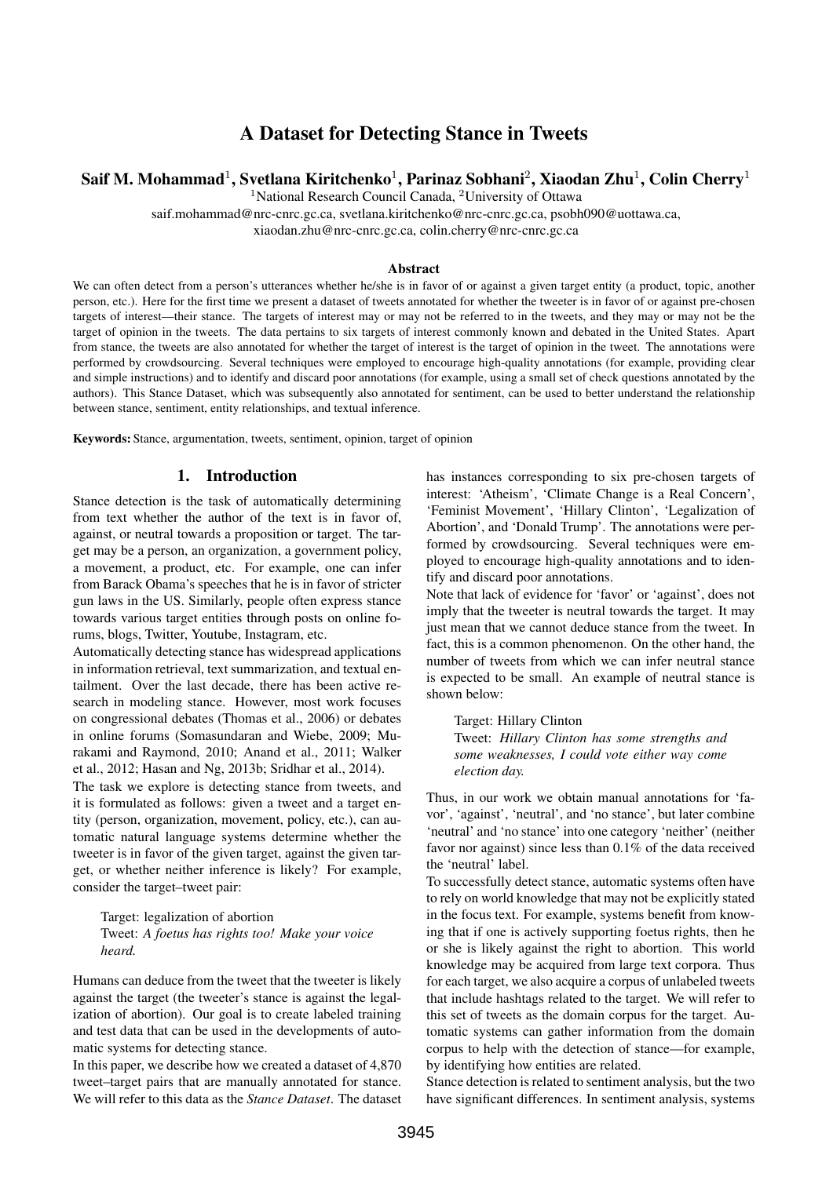# A Dataset for Detecting Stance in Tweets

**Saif M. Mohammad[1], Svetlana Kiritchenko[1], Parinaz Sobhani[2], Xiaodan Zhu[1], Colin Cherry[1]**

[1]National Research Council Canada, [2]University of Ottawa

saif.mohammad@nrc-cnrc.gc.ca, svetlana.kiritchenko@nrc-cnrc.gc.ca, psobh090@uottawa.ca, xiaodan.zhu@nrc-cnrc.gc.ca, colin.cherry@nrc-cnrc.gc.ca

### Abstract

We can often detect from a person's utterances whether he/she is in favor of or against a given target entity (a product, topic, another person, etc.). Here for the first time we present a dataset of tweets annotated for whether the tweeter is in favor of or against pre-chosen targets of interest—their stance. The targets of interest may or may not be referred to in the tweets, and they may or may not be the target of opinion in the tweets. The data pertains to six targets of interest commonly known and debated in the United States. Apart from stance, the tweets are also annotated for whether the target of interest is the target of opinion in the tweet. The annotations were performed by crowdsourcing. Several techniques were employed to encourage high-quality annotations (for example, providing clear and simple instructions) and to identify and discard poor annotations (for example, using a small set of check questions annotated by the authors). This Stance Dataset, which was subsequently also annotated for sentiment, can be used to better understand the relationship between stance, sentiment, entity relationships, and textual inference.

**Keywords:** Stance, argumentation, tweets, sentiment, opinion, target of opinion

## 1. Introduction

Stance detection is the task of automatically determining from text whether the author of the text is in favor of, against, or neutral towards a proposition or target. The target may be a person, an organization, a government policy, a movement, a product, etc. For example, one can infer from Barack Obama's speeches that he is in favor of stricter gun laws in the US. Similarly, people often express stance towards various target entities through posts on online forums, blogs, Twitter, Youtube, Instagram, etc.

Automatically detecting stance has widespread applications in information retrieval, text summarization, and textual entailment. Over the last decade, there has been active research in modeling stance. However, most work focuses on congressional debates (Thomas et al., 2006) or debates in online forums (Somasundaran and Wiebe, 2009; Murakami and Raymond, 2010; Anand et al., 2011; Walker et al., 2012; Hasan and Ng, 2013b; Sridhar et al., 2014).

The task we explore is detecting stance from tweets, and it is formulated as follows: given a tweet and a target entity (person, organization, movement, policy, etc.), can automatic natural language systems determine whether the tweeter is in favor of the given target, against the given target, or whether neither inference is likely? For example, consider the target–tweet pair:

> Target: legalization of abortion
> Tweet: *A foetus has rights too! Make your voice heard.*

Humans can deduce from the tweet that the tweeter is likely against the target (the tweeter's stance is against the legalization of abortion). Our goal is to create labeled training and test data that can be used in the developments of automatic systems for detecting stance.

In this paper, we describe how we created a dataset of 4,870 tweet–target pairs that are manually annotated for stance. We will refer to this data as the *Stance Dataset*. The dataset has instances corresponding to six pre-chosen targets of interest: 'Atheism', 'Climate Change is a Real Concern', 'Feminist Movement', 'Hillary Clinton', 'Legalization of Abortion', and 'Donald Trump'. The annotations were performed by crowdsourcing. Several techniques were employed to encourage high-quality annotations and to identify and discard poor annotations.

Note that lack of evidence for 'favor' or 'against', does not imply that the tweeter is neutral towards the target. It may just mean that we cannot deduce stance from the tweet. In fact, this is a common phenomenon. On the other hand, the number of tweets from which we can infer neutral stance is expected to be small. An example of neutral stance is shown below:

> Target: Hillary Clinton
> Tweet: *Hillary Clinton has some strengths and some weaknesses, I could vote either way come election day.*

Thus, in our work we obtain manual annotations for 'favor', 'against', 'neutral', and 'no stance', but later combine 'neutral' and 'no stance' into one category 'neither' (neither favor nor against) since less than 0.1% of the data received the 'neutral' label.

To successfully detect stance, automatic systems often have to rely on world knowledge that may not be explicitly stated in the focus text. For example, systems benefit from knowing that if one is actively supporting foetus rights, then he or she is likely against the right to abortion. This world knowledge may be acquired from large text corpora. Thus for each target, we also acquire a corpus of unlabeled tweets that include hashtags related to the target. We will refer to this set of tweets as the domain corpus for the target. Automatic systems can gather information from the domain corpus to help with the detection of stance—for example, by identifying how entities are related.

Stance detection is related to sentiment analysis, but the two have significant differences. In sentiment analysis, systems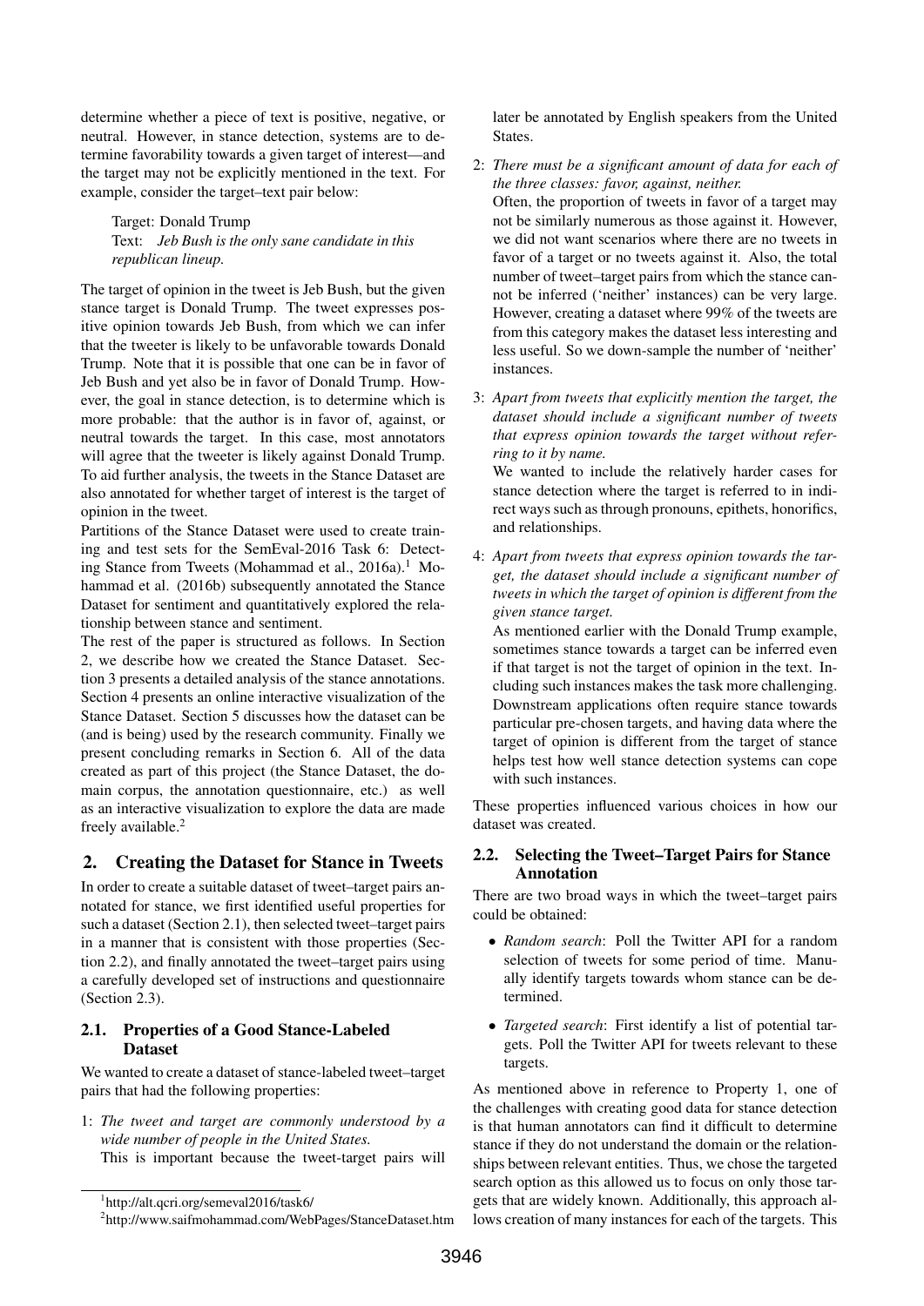determine whether a piece of text is positive, negative, or neutral. However, in stance detection, systems are to determine favorability towards a given target of interest—and the target may not be explicitly mentioned in the text. For example, consider the target–text pair below:

> Target: Donald Trump
> Text: *Jeb Bush is the only sane candidate in this republican lineup.*

The target of opinion in the tweet is Jeb Bush, but the given stance target is Donald Trump. The tweet expresses positive opinion towards Jeb Bush, from which we can infer that the tweeter is likely to be unfavorable towards Donald Trump. Note that it is possible that one can be in favor of Jeb Bush and yet also be in favor of Donald Trump. However, the goal in stance detection, is to determine which is more probable: that the author is in favor of, against, or neutral towards the target. In this case, most annotators will agree that the tweeter is likely against Donald Trump. To aid further analysis, the tweets in the Stance Dataset are also annotated for whether target of interest is the target of opinion in the tweet.

Partitions of the Stance Dataset were used to create training and test sets for the SemEval-2016 Task 6: Detecting Stance from Tweets (Mohammad et al., 2016a).[1] Mohammad et al. (2016b) subsequently annotated the Stance Dataset for sentiment and quantitatively explored the relationship between stance and sentiment.

The rest of the paper is structured as follows. In Section 2, we describe how we created the Stance Dataset. Section 3 presents a detailed analysis of the stance annotations. Section 4 presents an online interactive visualization of the Stance Dataset. Section 5 discusses how the dataset can be (and is being) used by the research community. Finally we present concluding remarks in Section 6. All of the data created as part of this project (the Stance Dataset, the domain corpus, the annotation questionnaire, etc.) as well as an interactive visualization to explore the data are made freely available.[2]

## 2. Creating the Dataset for Stance in Tweets

In order to create a suitable dataset of tweet–target pairs annotated for stance, we first identified useful properties for such a dataset (Section 2.1), then selected tweet–target pairs in a manner that is consistent with those properties (Section 2.2), and finally annotated the tweet–target pairs using a carefully developed set of instructions and questionnaire (Section 2.3).

### 2.1. Properties of a Good Stance-Labeled Dataset

We wanted to create a dataset of stance-labeled tweet–target pairs that had the following properties:

1: *The tweet and target are commonly understood by a wide number of people in the United States.*
This is important because the tweet-target pairs will later be annotated by English speakers from the United States.

2: *There must be a significant amount of data for each of the three classes: favor, against, neither.*
Often, the proportion of tweets in favor of a target may not be similarly numerous as those against it. However, we did not want scenarios where there are no tweets in favor of a target or no tweets against it. Also, the total number of tweet–target pairs from which the stance cannot be inferred ('neither' instances) can be very large. However, creating a dataset where 99% of the tweets are from this category makes the dataset less interesting and less useful. So we down-sample the number of 'neither' instances.

3: *Apart from tweets that explicitly mention the target, the dataset should include a significant number of tweets that express opinion towards the target without referring to it by name.*
We wanted to include the relatively harder cases for stance detection where the target is referred to in indirect ways such as through pronouns, epithets, honorifics, and relationships.

4: *Apart from tweets that express opinion towards the target, the dataset should include a significant number of tweets in which the target of opinion is different from the given stance target.*
As mentioned earlier with the Donald Trump example, sometimes stance towards a target can be inferred even if that target is not the target of opinion in the text. Including such instances makes the task more challenging. Downstream applications often require stance towards particular pre-chosen targets, and having data where the target of opinion is different from the target of stance helps test how well stance detection systems can cope with such instances.

These properties influenced various choices in how our dataset was created.

### 2.2. Selecting the Tweet–Target Pairs for Stance Annotation

There are two broad ways in which the tweet–target pairs could be obtained:

- *Random search*: Poll the Twitter API for a random selection of tweets for some period of time. Manually identify targets towards whom stance can be determined.
- *Targeted search*: First identify a list of potential targets. Poll the Twitter API for tweets relevant to these targets.

As mentioned above in reference to Property 1, one of the challenges with creating good data for stance detection is that human annotators can find it difficult to determine stance if they do not understand the domain or the relationships between relevant entities. Thus, we chose the targeted search option as this allowed us to focus on only those targets that are widely known. Additionally, this approach allows creation of many instances for each of the targets. This

[1] http://alt.qcri.org/semeval2016/task6/

[2] http://www.saifmohammad.com/WebPages/StanceDataset.htm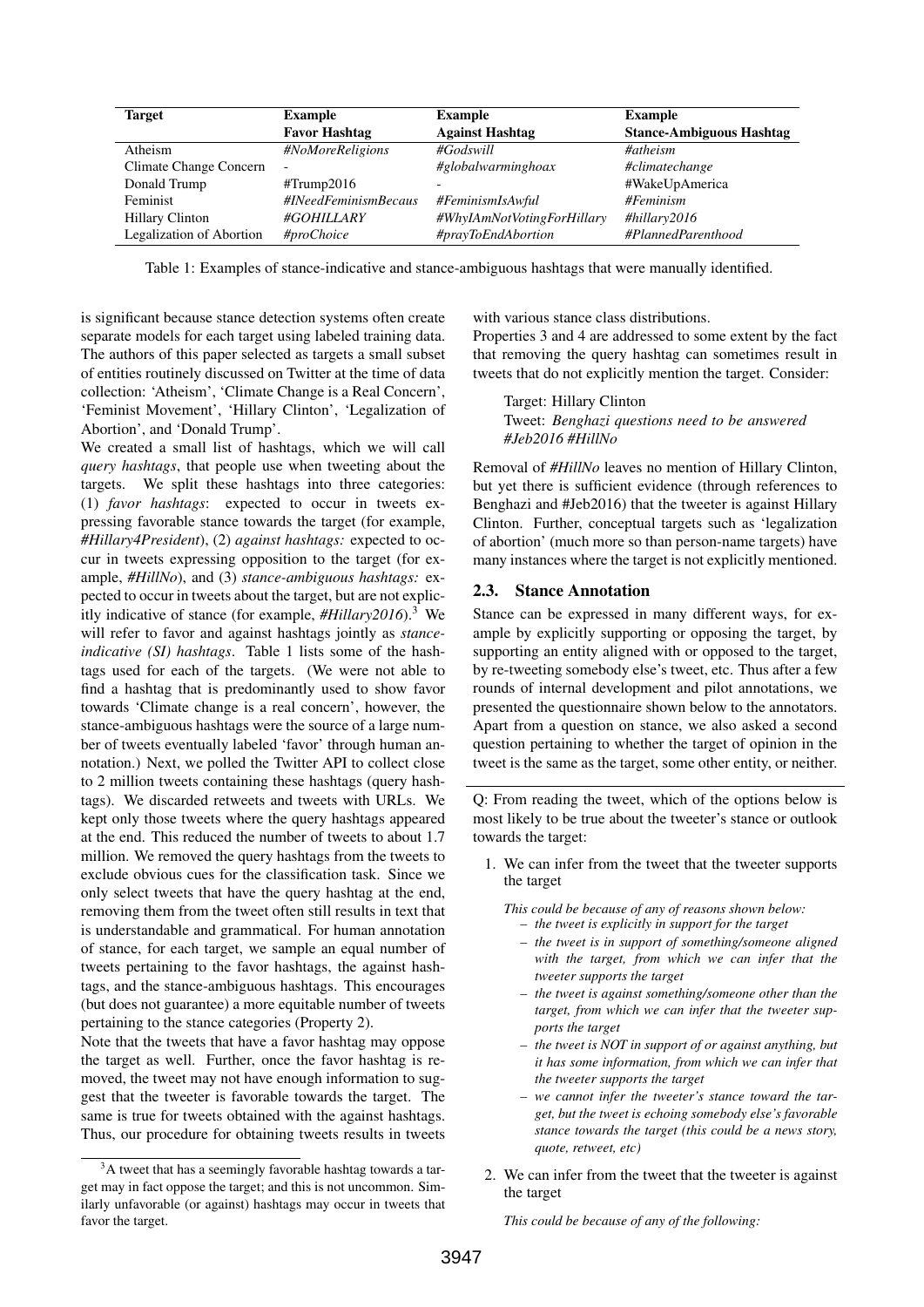| Target | Example Favor Hashtag | Example Against Hashtag | Example Stance-Ambiguous Hashtag |
|---|---|---|---|
| Atheism | *#NoMoreReligions* | *#Godswill* | *#atheism* |
| Climate Change Concern | - | *#globalwarminghoax* | *#climatechange* |
| Donald Trump | #Trump2016 | - | #WakeUpAmerica |
| Feminist | *#INeedFeminismBecaus* | *#FeminismIsAwful* | *#Feminism* |
| Hillary Clinton | *#GOHILLARY* | *#WhyIAmNotVotingForHillary* | *#hillary2016* |
| Legalization of Abortion | *#proChoice* | *#prayToEndAbortion* | *#PlannedParenthood* |

Table 1: Examples of stance-indicative and stance-ambiguous hashtags that were manually identified.

is significant because stance detection systems often create separate models for each target using labeled training data. The authors of this paper selected as targets a small subset of entities routinely discussed on Twitter at the time of data collection: 'Atheism', 'Climate Change is a Real Concern', 'Feminist Movement', 'Hillary Clinton', 'Legalization of Abortion', and 'Donald Trump'.

We created a small list of hashtags, which we will call *query hashtags*, that people use when tweeting about the targets. We split these hashtags into three categories: (1) *favor hashtags*: expected to occur in tweets expressing favorable stance towards the target (for example, *#Hillary4President*), (2) *against hashtags:* expected to occur in tweets expressing opposition to the target (for example, *#HillNo*), and (3) *stance-ambiguous hashtags:* expected to occur in tweets about the target, but are not explicitly indicative of stance (for example, *#Hillary2016*).[3] We will refer to favor and against hashtags jointly as *stance-indicative (SI) hashtags*. Table 1 lists some of the hashtags used for each of the targets. (We were not able to find a hashtag that is predominantly used to show favor towards 'Climate change is a real concern', however, the stance-ambiguous hashtags were the source of a large number of tweets eventually labeled 'favor' through human annotation.) Next, we polled the Twitter API to collect close to 2 million tweets containing these hashtags (query hashtags). We discarded retweets and tweets with URLs. We kept only those tweets where the query hashtags appeared at the end. This reduced the number of tweets to about 1.7 million. We removed the query hashtags from the tweets to exclude obvious cues for the classification task. Since we only select tweets that have the query hashtag at the end, removing them from the tweet often still results in text that is understandable and grammatical. For human annotation of stance, for each target, we sample an equal number of tweets pertaining to the favor hashtags, the against hashtags, and the stance-ambiguous hashtags. This encourages (but does not guarantee) a more equitable number of tweets pertaining to the stance categories (Property 2).

Note that the tweets that have a favor hashtag may oppose the target as well. Further, once the favor hashtag is removed, the tweet may not have enough information to suggest that the tweeter is favorable towards the target. The same is true for tweets obtained with the against hashtags. Thus, our procedure for obtaining tweets results in tweets with various stance class distributions.

Properties 3 and 4 are addressed to some extent by the fact that removing the query hashtag can sometimes result in tweets that do not explicitly mention the target. Consider:

> Target: Hillary Clinton
> Tweet: *Benghazi questions need to be answered #Jeb2016 #HillNo*

Removal of *#HillNo* leaves no mention of Hillary Clinton, but yet there is sufficient evidence (through references to Benghazi and #Jeb2016) that the tweeter is against Hillary Clinton. Further, conceptual targets such as 'legalization of abortion' (much more so than person-name targets) have many instances where the target is not explicitly mentioned.

### 2.3. Stance Annotation

Stance can be expressed in many different ways, for example by explicitly supporting or opposing the target, by supporting an entity aligned with or opposed to the target, by re-tweeting somebody else's tweet, etc. Thus after a few rounds of internal development and pilot annotations, we presented the questionnaire shown below to the annotators. Apart from a question on stance, we also asked a second question pertaining to whether the target of opinion in the tweet is the same as the target, some other entity, or neither.

---

Q: From reading the tweet, which of the options below is most likely to be true about the tweeter's stance or outlook towards the target:

1. We can infer from the tweet that the tweeter supports the target

   *This could be because of any of reasons shown below:*
   - *the tweet is explicitly in support for the target*
   - *the tweet is in support of something/someone aligned with the target, from which we can infer that the tweeter supports the target*
   - *the tweet is against something/someone other than the target, from which we can infer that the tweeter supports the target*
   - *the tweet is NOT in support of or against anything, but it has some information, from which we can infer that the tweeter supports the target*
   - *we cannot infer the tweeter's stance toward the target, but the tweet is echoing somebody else's favorable stance towards the target (this could be a news story, quote, retweet, etc)*

2. We can infer from the tweet that the tweeter is against the target

   *This could be because of any of the following:*

[3] A tweet that has a seemingly favorable hashtag towards a target may in fact oppose the target; and this is not uncommon. Similarly unfavorable (or against) hashtags may occur in tweets that favor the target.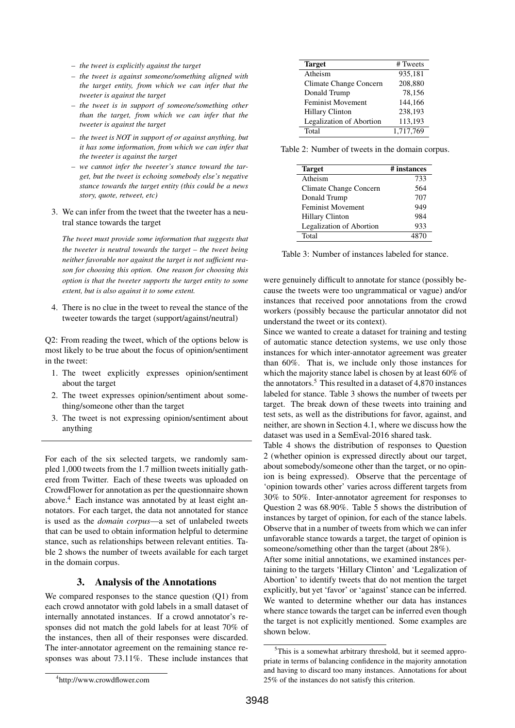- *the tweet is explicitly against the target*
- *the tweet is against someone/something aligned with the target entity, from which we can infer that the tweeter is against the target*
- *the tweet is in support of someone/something other than the target, from which we can infer that the tweeter is against the target*
- *the tweet is NOT in support of or against anything, but it has some information, from which we can infer that the tweeter is against the target*
- *we cannot infer the tweeter's stance toward the target, but the tweet is echoing somebody else's negative stance towards the target entity (this could be a news story, quote, retweet, etc)*

3. We can infer from the tweet that the tweeter has a neutral stance towards the target

   *The tweet must provide some information that suggests that the tweeter is neutral towards the target – the tweet being neither favorable nor against the target is not sufficient reason for choosing this option. One reason for choosing this option is that the tweeter supports the target entity to some extent, but is also against it to some extent.*

4. There is no clue in the tweet to reveal the stance of the tweeter towards the target (support/against/neutral)

Q2: From reading the tweet, which of the options below is most likely to be true about the focus of opinion/sentiment in the tweet:

1. The tweet explicitly expresses opinion/sentiment about the target
2. The tweet expresses opinion/sentiment about something/someone other than the target
3. The tweet is not expressing opinion/sentiment about anything

---

For each of the six selected targets, we randomly sampled 1,000 tweets from the 1.7 million tweets initially gathered from Twitter. Each of these tweets was uploaded on CrowdFlower for annotation as per the questionnaire shown above.[4] Each instance was annotated by at least eight annotators. For each target, the data not annotated for stance is used as the *domain corpus*—a set of unlabeled tweets that can be used to obtain information helpful to determine stance, such as relationships between relevant entities. Table 2 shows the number of tweets available for each target in the domain corpus.

## 3. Analysis of the Annotations

We compared responses to the stance question (Q1) from each crowd annotator with gold labels in a small dataset of internally annotated instances. If a crowd annotator's responses did not match the gold labels for at least 70% of the instances, then all of their responses were discarded. The inter-annotator agreement on the remaining stance responses was about 73.11%. These include instances that were genuinely difficult to annotate for stance (possibly because the tweets were too ungrammatical or vague) and/or instances that received poor annotations from the crowd workers (possibly because the particular annotator did not understand the tweet or its context).

Since we wanted to create a dataset for training and testing of automatic stance detection systems, we use only those instances for which inter-annotator agreement was greater than 60%. That is, we include only those instances for which the majority stance label is chosen by at least 60% of the annotators.[5] This resulted in a dataset of 4,870 instances labeled for stance. Table 3 shows the number of tweets per target. The break down of these tweets into training and test sets, as well as the distributions for favor, against, and neither, are shown in Section 4.1, where we discuss how the dataset was used in a SemEval-2016 shared task.

| Target | # Tweets |
|---|---|
| Atheism | 935,181 |
| Climate Change Concern | 208,880 |
| Donald Trump | 78,156 |
| Feminist Movement | 144,166 |
| Hillary Clinton | 238,193 |
| Legalization of Abortion | 113,193 |
| Total | 1,717,769 |

Table 2: Number of tweets in the domain corpus.

| Target | # instances |
|---|---|
| Atheism | 733 |
| Climate Change Concern | 564 |
| Donald Trump | 707 |
| Feminist Movement | 949 |
| Hillary Clinton | 984 |
| Legalization of Abortion | 933 |
| Total | 4870 |

Table 3: Number of instances labeled for stance.

Table 4 shows the distribution of responses to Question 2 (whether opinion is expressed directly about our target, about somebody/someone other than the target, or no opinion is being expressed). Observe that the percentage of 'opinion towards other' varies across different targets from 30% to 50%. Inter-annotator agreement for responses to Question 2 was 68.90%. Table 5 shows the distribution of instances by target of opinion, for each of the stance labels. Observe that in a number of tweets from which we can infer unfavorable stance towards a target, the target of opinion is someone/something other than the target (about 28%).

After some initial annotations, we examined instances pertaining to the targets 'Hillary Clinton' and 'Legalization of Abortion' to identify tweets that do not mention the target explicitly, but yet 'favor' or 'against' stance can be inferred. We wanted to determine whether our data has instances where stance towards the target can be inferred even though the target is not explicitly mentioned. Some examples are shown below.

[4] http://www.crowdflower.com

[5] This is a somewhat arbitrary threshold, but it seemed appropriate in terms of balancing confidence in the majority annotation and having to discard too many instances. Annotations for about 25% of the instances do not satisfy this criterion.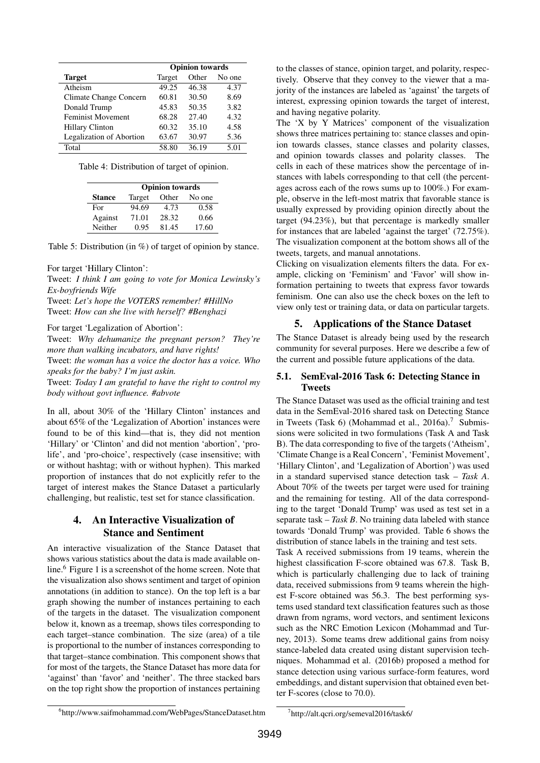| | Opinion towards | | |
|---|---|---|---|
| **Target** | Target | Other | No one |
| Atheism | 49.25 | 46.38 | 4.37 |
| Climate Change Concern | 60.81 | 30.50 | 8.69 |
| Donald Trump | 45.83 | 50.35 | 3.82 |
| Feminist Movement | 68.28 | 27.40 | 4.32 |
| Hillary Clinton | 60.32 | 35.10 | 4.58 |
| Legalization of Abortion | 63.67 | 30.97 | 5.36 |
| Total | 58.80 | 36.19 | 5.01 |

Table 4: Distribution of target of opinion.

| | Opinion towards | | |
|---|---|---|---|
| **Stance** | Target | Other | No one |
| For | 94.69 | 4.73 | 0.58 |
| Against | 71.01 | 28.32 | 0.66 |
| Neither | 0.95 | 81.45 | 17.60 |

Table 5: Distribution (in %) of target of opinion by stance.

For target 'Hillary Clinton':
Tweet: *I think I am going to vote for Monica Lewinsky's Ex-boyfriends Wife*
Tweet: *Let's hope the VOTERS remember! #HillNo*
Tweet: *How can she live with herself? #Benghazi*

For target 'Legalization of Abortion':
Tweet: *Why dehumanize the pregnant person? They're more than walking incubators, and have rights!*
Tweet: *the woman has a voice the doctor has a voice. Who speaks for the baby? I'm just askin.*
Tweet: *Today I am grateful to have the right to control my body without govt influence. #abvote*

In all, about 30% of the 'Hillary Clinton' instances and about 65% of the 'Legalization of Abortion' instances were found to be of this kind—that is, they did not mention 'Hillary' or 'Clinton' and did not mention 'abortion', 'pro-life', and 'pro-choice', respectively (case insensitive; with or without hashtag; with or without hyphen). This marked proportion of instances that do not explicitly refer to the target of interest makes the Stance Dataset a particularly challenging, but realistic, test set for stance classification.

## 4. An Interactive Visualization of Stance and Sentiment

An interactive visualization of the Stance Dataset that shows various statistics about the data is made available online.[6] Figure 1 is a screenshot of the home screen. Note that the visualization also shows sentiment and target of opinion annotations (in addition to stance). On the top left is a bar graph showing the number of instances pertaining to each of the targets in the dataset. The visualization component below it, known as a treemap, shows tiles corresponding to each target–stance combination. The size (area) of a tile is proportional to the number of instances corresponding to that target–stance combination. This component shows that for most of the targets, the Stance Dataset has more data for 'against' than 'favor' and 'neither'. The three stacked bars on the top right show the proportion of instances pertaining to the classes of stance, opinion target, and polarity, respectively. Observe that they convey to the viewer that a majority of the instances are labeled as 'against' the targets of interest, expressing opinion towards the target of interest, and having negative polarity.

The 'X by Y Matrices' component of the visualization shows three matrices pertaining to: stance classes and opinion towards classes, stance classes and polarity classes, and opinion towards classes and polarity classes. The cells in each of these matrices show the percentage of instances with labels corresponding to that cell (the percentages across each of the rows sums up to 100%.) For example, observe in the left-most matrix that favorable stance is usually expressed by providing opinion directly about the target (94.23%), but that percentage is markedly smaller for instances that are labeled 'against the target' (72.75%). The visualization component at the bottom shows all of the tweets, targets, and manual annotations.

Clicking on visualization elements filters the data. For example, clicking on 'Feminism' and 'Favor' will show information pertaining to tweets that express favor towards feminism. One can also use the check boxes on the left to view only test or training data, or data on particular targets.

## 5. Applications of the Stance Dataset

The Stance Dataset is already being used by the research community for several purposes. Here we describe a few of the current and possible future applications of the data.

### 5.1. SemEval-2016 Task 6: Detecting Stance in Tweets

The Stance Dataset was used as the official training and test data in the SemEval-2016 shared task on Detecting Stance in Tweets (Task 6) (Mohammad et al., 2016a).[7] Submissions were solicited in two formulations (Task A and Task B). The data corresponding to five of the targets ('Atheism', 'Climate Change is a Real Concern', 'Feminist Movement', 'Hillary Clinton', and 'Legalization of Abortion') was used in a standard supervised stance detection task – *Task A*. About 70% of the tweets per target were used for training and the remaining for testing. All of the data corresponding to the target 'Donald Trump' was used as test set in a separate task – *Task B*. No training data labeled with stance towards 'Donald Trump' was provided. Table 6 shows the distribution of stance labels in the training and test sets.

Task A received submissions from 19 teams, wherein the highest classification F-score obtained was 67.8. Task B, which is particularly challenging due to lack of training data, received submissions from 9 teams wherein the highest F-score obtained was 56.3. The best performing systems used standard text classification features such as those drawn from ngrams, word vectors, and sentiment lexicons such as the NRC Emotion Lexicon (Mohammad and Turney, 2013). Some teams drew additional gains from noisy stance-labeled data created using distant supervision techniques. Mohammad et al. (2016b) proposed a method for stance detection using various surface-form features, word embeddings, and distant supervision that obtained even better F-scores (close to 70.0).

[6] http://www.saifmohammad.com/WebPages/StanceDataset.htm

[7] http://alt.qcri.org/semeval2016/task6/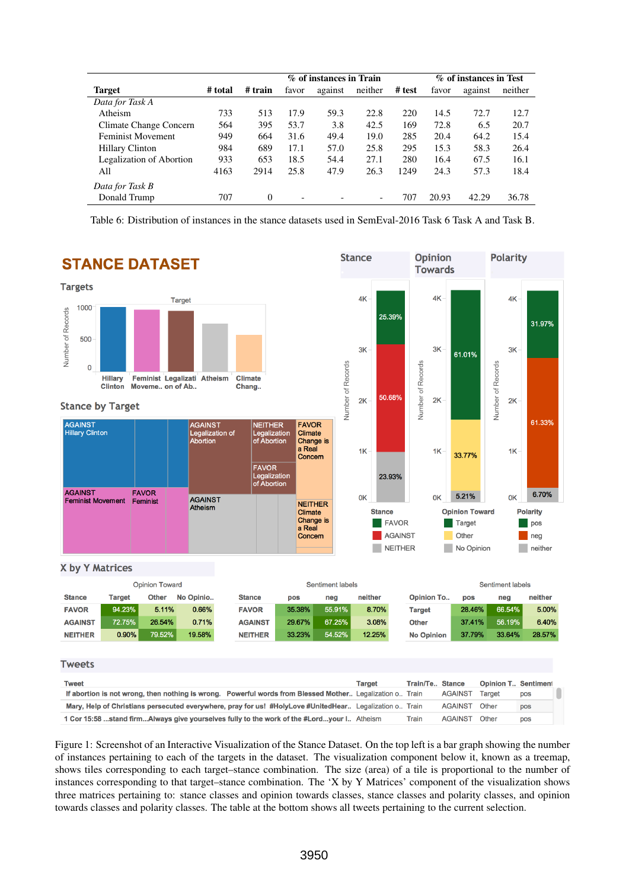| Target | # total | # train | % of instances in Train | | | # test | % of instances in Test | | |
|---|---|---|---|---|---|---|---|---|---|
| | | | favor | against | neither | | favor | against | neither |
| *Data for Task A* | | | | | | | | | |
| Atheism | 733 | 513 | 17.9 | 59.3 | 22.8 | 220 | 14.5 | 72.7 | 12.7 |
| Climate Change Concern | 564 | 395 | 53.7 | 3.8 | 42.5 | 169 | 72.8 | 6.5 | 20.7 |
| Feminist Movement | 949 | 664 | 31.6 | 49.4 | 19.0 | 285 | 20.4 | 64.2 | 15.4 |
| Hillary Clinton | 984 | 689 | 17.1 | 57.0 | 25.8 | 295 | 15.3 | 58.3 | 26.4 |
| Legalization of Abortion | 933 | 653 | 18.5 | 54.4 | 27.1 | 280 | 16.4 | 67.5 | 16.1 |
| All | 4163 | 2914 | 25.8 | 47.9 | 26.3 | 1249 | 24.3 | 57.3 | 18.4 |
| *Data for Task B* | | | | | | | | | |
| Donald Trump | 707 | 0 | - | - | - | 707 | 20.93 | 42.29 | 36.78 |

Table 6: Distribution of instances in the stance datasets used in SemEval-2016 Task 6 Task A and Task B.

Figure 1: Screenshot of an Interactive Visualization of the Stance Dataset. On the top left is a bar graph showing the number of instances pertaining to each of the targets in the dataset. The visualization component below it, known as a treemap, shows tiles corresponding to each target–stance combination. The size (area) of a tile is proportional to the number of instances corresponding to that target–stance combination. The 'X by Y Matrices' component of the visualization shows three matrices pertaining to: stance classes and opinion towards classes, stance classes and polarity classes, and opinion towards classes and polarity classes. The table at the bottom shows all tweets pertaining to the current selection.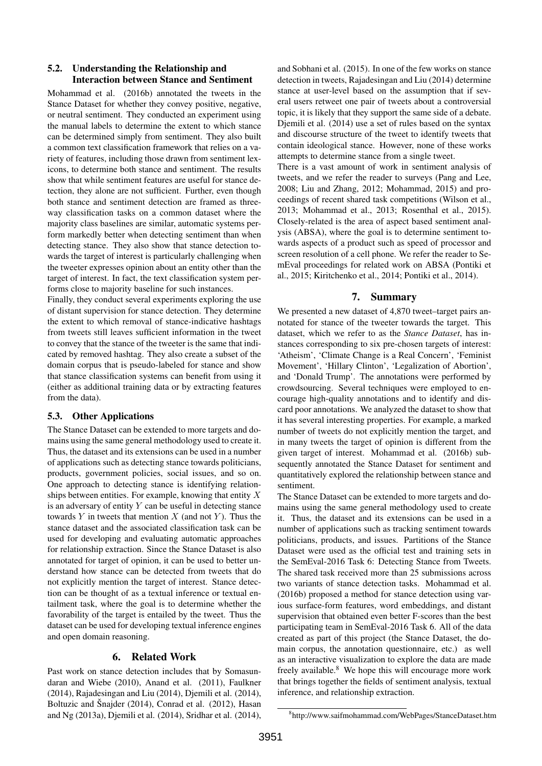### 5.2. Understanding the Relationship and Interaction between Stance and Sentiment

Mohammad et al. (2016b) annotated the tweets in the Stance Dataset for whether they convey positive, negative, or neutral sentiment. They conducted an experiment using the manual labels to determine the extent to which stance can be determined simply from sentiment. They also built a common text classification framework that relies on a variety of features, including those drawn from sentiment lexicons, to determine both stance and sentiment. The results show that while sentiment features are useful for stance detection, they alone are not sufficient. Further, even though both stance and sentiment detection are framed as three-way classification tasks on a common dataset where the majority class baselines are similar, automatic systems perform markedly better when detecting sentiment than when detecting stance. They also show that stance detection towards the target of interest is particularly challenging when the tweeter expresses opinion about an entity other than the target of interest. In fact, the text classification system performs close to majority baseline for such instances.

Finally, they conduct several experiments exploring the use of distant supervision for stance detection. They determine the extent to which removal of stance-indicative hashtags from tweets still leaves sufficient information in the tweet to convey that the stance of the tweeter is the same that indicated by removed hashtag. They also create a subset of the domain corpus that is pseudo-labeled for stance and show that stance classification systems can benefit from using it (either as additional training data or by extracting features from the data).

### 5.3. Other Applications

The Stance Dataset can be extended to more targets and domains using the same general methodology used to create it. Thus, the dataset and its extensions can be used in a number of applications such as detecting stance towards politicians, products, government policies, social issues, and so on. One approach to detecting stance is identifying relationships between entities. For example, knowing that entity $X$ is an adversary of entity $Y$ can be useful in detecting stance towards $Y$ in tweets that mention $X$ (and not $Y$). Thus the stance dataset and the associated classification task can be used for developing and evaluating automatic approaches for relationship extraction. Since the Stance Dataset is also annotated for target of opinion, it can be used to better understand how stance can be detected from tweets that do not explicitly mention the target of interest. Stance detection can be thought of as a textual inference or textual entailment task, where the goal is to determine whether the favorability of the target is entailed by the tweet. Thus the dataset can be used for developing textual inference engines and open domain reasoning.

## 6. Related Work

Past work on stance detection includes that by Somasundaran and Wiebe (2010), Anand et al. (2011), Faulkner (2014), Rajadesingan and Liu (2014), Djemili et al. (2014), Boltuzic and Šnajder (2014), Conrad et al. (2012), Hasan and Ng (2013a), Djemili et al. (2014), Sridhar et al. (2014), and Sobhani et al. (2015). In one of the few works on stance detection in tweets, Rajadesingan and Liu (2014) determine stance at user-level based on the assumption that if several users retweet one pair of tweets about a controversial topic, it is likely that they support the same side of a debate. Djemili et al. (2014) use a set of rules based on the syntax and discourse structure of the tweet to identify tweets that contain ideological stance. However, none of these works attempts to determine stance from a single tweet.

There is a vast amount of work in sentiment analysis of tweets, and we refer the reader to surveys (Pang and Lee, 2008; Liu and Zhang, 2012; Mohammad, 2015) and proceedings of recent shared task competitions (Wilson et al., 2013; Mohammad et al., 2013; Rosenthal et al., 2015). Closely-related is the area of aspect based sentiment analysis (ABSA), where the goal is to determine sentiment towards aspects of a product such as speed of processor and screen resolution of a cell phone. We refer the reader to SemEval proceedings for related work on ABSA (Pontiki et al., 2015; Kiritchenko et al., 2014; Pontiki et al., 2014).

## 7. Summary

We presented a new dataset of 4,870 tweet–target pairs annotated for stance of the tweeter towards the target. This dataset, which we refer to as the *Stance Dataset*, has instances corresponding to six pre-chosen targets of interest: 'Atheism', 'Climate Change is a Real Concern', 'Feminist Movement', 'Hillary Clinton', 'Legalization of Abortion', and 'Donald Trump'. The annotations were performed by crowdsourcing. Several techniques were employed to encourage high-quality annotations and to identify and discard poor annotations. We analyzed the dataset to show that it has several interesting properties. For example, a marked number of tweets do not explicitly mention the target, and in many tweets the target of opinion is different from the given target of interest. Mohammad et al. (2016b) subsequently annotated the Stance Dataset for sentiment and quantitatively explored the relationship between stance and sentiment.

The Stance Dataset can be extended to more targets and domains using the same general methodology used to create it. Thus, the dataset and its extensions can be used in a number of applications such as tracking sentiment towards politicians, products, and issues. Partitions of the Stance Dataset were used as the official test and training sets in the SemEval-2016 Task 6: Detecting Stance from Tweets. The shared task received more than 25 submissions across two variants of stance detection tasks. Mohammad et al. (2016b) proposed a method for stance detection using various surface-form features, word embeddings, and distant supervision that obtained even better F-scores than the best participating team in SemEval-2016 Task 6. All of the data created as part of this project (the Stance Dataset, the domain corpus, the annotation questionnaire, etc.) as well as an interactive visualization to explore the data are made freely available.[8] We hope this will encourage more work that brings together the fields of sentiment analysis, textual inference, and relationship extraction.

[8] http://www.saifmohammad.com/WebPages/StanceDataset.htm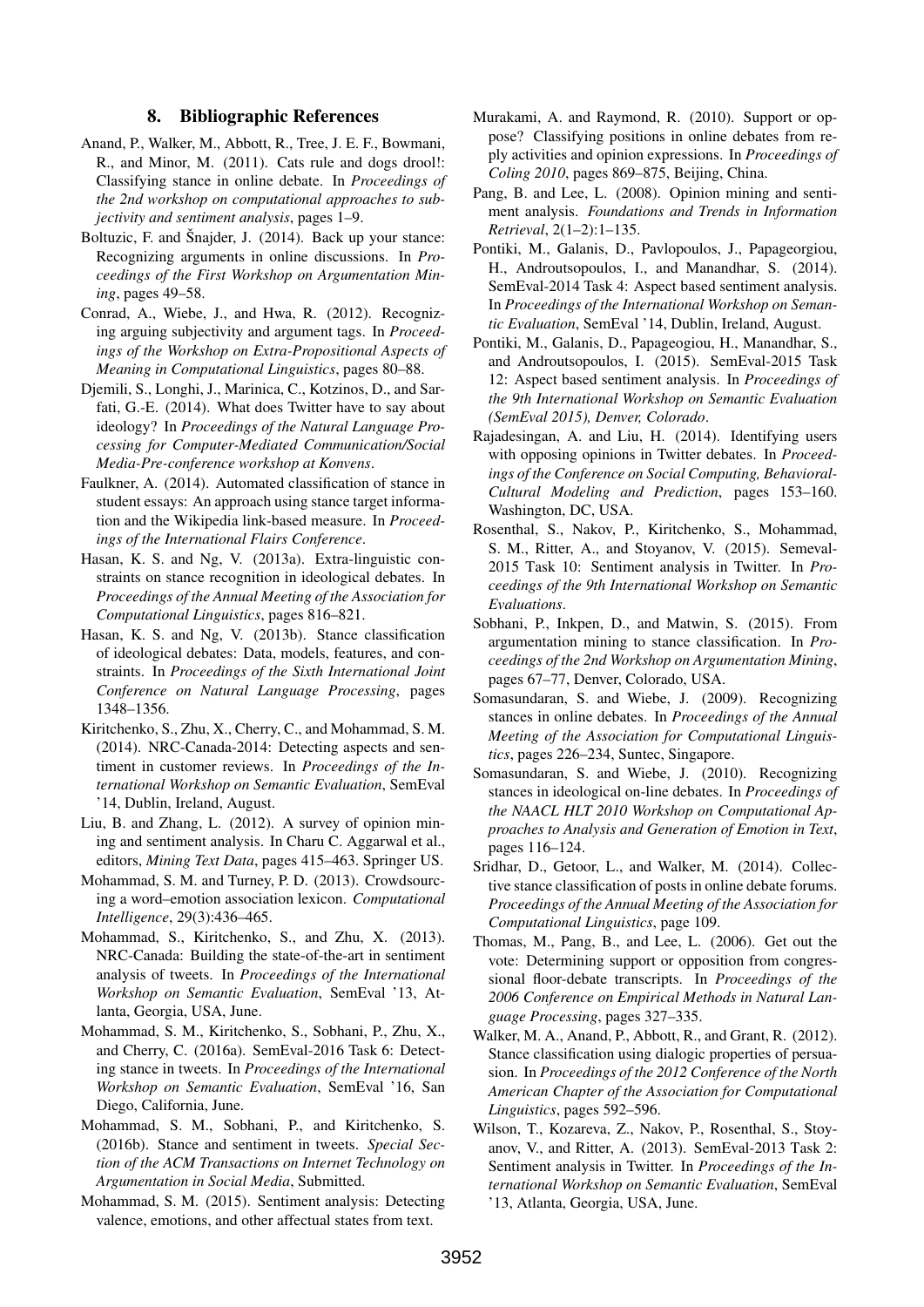## 8. Bibliographic References

Anand, P., Walker, M., Abbott, R., Tree, J. E. F., Bowmani, R., and Minor, M. (2011). Cats rule and dogs drool!: Classifying stance in online debate. In *Proceedings of the 2nd workshop on computational approaches to subjectivity and sentiment analysis*, pages 1–9.

Boltuzic, F. and Šnajder, J. (2014). Back up your stance: Recognizing arguments in online discussions. In *Proceedings of the First Workshop on Argumentation Mining*, pages 49–58.

Conrad, A., Wiebe, J., and Hwa, R. (2012). Recognizing arguing subjectivity and argument tags. In *Proceedings of the Workshop on Extra-Propositional Aspects of Meaning in Computational Linguistics*, pages 80–88.

Djemili, S., Longhi, J., Marinica, C., Kotzinos, D., and Sarfati, G.-E. (2014). What does Twitter have to say about ideology? In *Proceedings of the Natural Language Processing for Computer-Mediated Communication/Social Media-Pre-conference workshop at Konvens*.

Faulkner, A. (2014). Automated classification of stance in student essays: An approach using stance target information and the Wikipedia link-based measure. In *Proceedings of the International Flairs Conference*.

Hasan, K. S. and Ng, V. (2013a). Extra-linguistic constraints on stance recognition in ideological debates. In *Proceedings of the Annual Meeting of the Association for Computational Linguistics*, pages 816–821.

Hasan, K. S. and Ng, V. (2013b). Stance classification of ideological debates: Data, models, features, and constraints. In *Proceedings of the Sixth International Joint Conference on Natural Language Processing*, pages 1348–1356.

Kiritchenko, S., Zhu, X., Cherry, C., and Mohammad, S. M. (2014). NRC-Canada-2014: Detecting aspects and sentiment in customer reviews. In *Proceedings of the International Workshop on Semantic Evaluation*, SemEval '14, Dublin, Ireland, August.

Liu, B. and Zhang, L. (2012). A survey of opinion mining and sentiment analysis. In Charu C. Aggarwal et al., editors, *Mining Text Data*, pages 415–463. Springer US.

Mohammad, S. M. and Turney, P. D. (2013). Crowdsourcing a word–emotion association lexicon. *Computational Intelligence*, 29(3):436–465.

Mohammad, S., Kiritchenko, S., and Zhu, X. (2013). NRC-Canada: Building the state-of-the-art in sentiment analysis of tweets. In *Proceedings of the International Workshop on Semantic Evaluation*, SemEval '13, Atlanta, Georgia, USA, June.

Mohammad, S. M., Kiritchenko, S., Sobhani, P., Zhu, X., and Cherry, C. (2016a). SemEval-2016 Task 6: Detecting stance in tweets. In *Proceedings of the International Workshop on Semantic Evaluation*, SemEval '16, San Diego, California, June.

Mohammad, S. M., Sobhani, P., and Kiritchenko, S. (2016b). Stance and sentiment in tweets. *Special Section of the ACM Transactions on Internet Technology on Argumentation in Social Media*, Submitted.

Mohammad, S. M. (2015). Sentiment analysis: Detecting valence, emotions, and other affectual states from text.

Murakami, A. and Raymond, R. (2010). Support or oppose? Classifying positions in online debates from reply activities and opinion expressions. In *Proceedings of Coling 2010*, pages 869–875, Beijing, China.

Pang, B. and Lee, L. (2008). Opinion mining and sentiment analysis. *Foundations and Trends in Information Retrieval*, 2(1–2):1–135.

Pontiki, M., Galanis, D., Pavlopoulos, J., Papageorgiou, H., Androutsopoulos, I., and Manandhar, S. (2014). SemEval-2014 Task 4: Aspect based sentiment analysis. In *Proceedings of the International Workshop on Semantic Evaluation*, SemEval '14, Dublin, Ireland, August.

Pontiki, M., Galanis, D., Papageogiou, H., Manandhar, S., and Androutsopoulos, I. (2015). SemEval-2015 Task 12: Aspect based sentiment analysis. In *Proceedings of the 9th International Workshop on Semantic Evaluation (SemEval 2015), Denver, Colorado*.

Rajadesingan, A. and Liu, H. (2014). Identifying users with opposing opinions in Twitter debates. In *Proceedings of the Conference on Social Computing, Behavioral-Cultural Modeling and Prediction*, pages 153–160. Washington, DC, USA.

Rosenthal, S., Nakov, P., Kiritchenko, S., Mohammad, S. M., Ritter, A., and Stoyanov, V. (2015). Semeval-2015 Task 10: Sentiment analysis in Twitter. In *Proceedings of the 9th International Workshop on Semantic Evaluations*.

Sobhani, P., Inkpen, D., and Matwin, S. (2015). From argumentation mining to stance classification. In *Proceedings of the 2nd Workshop on Argumentation Mining*, pages 67–77, Denver, Colorado, USA.

Somasundaran, S. and Wiebe, J. (2009). Recognizing stances in online debates. In *Proceedings of the Annual Meeting of the Association for Computational Linguistics*, pages 226–234, Suntec, Singapore.

Somasundaran, S. and Wiebe, J. (2010). Recognizing stances in ideological on-line debates. In *Proceedings of the NAACL HLT 2010 Workshop on Computational Approaches to Analysis and Generation of Emotion in Text*, pages 116–124.

Sridhar, D., Getoor, L., and Walker, M. (2014). Collective stance classification of posts in online debate forums. *Proceedings of the Annual Meeting of the Association for Computational Linguistics*, page 109.

Thomas, M., Pang, B., and Lee, L. (2006). Get out the vote: Determining support or opposition from congressional floor-debate transcripts. In *Proceedings of the 2006 Conference on Empirical Methods in Natural Language Processing*, pages 327–335.

Walker, M. A., Anand, P., Abbott, R., and Grant, R. (2012). Stance classification using dialogic properties of persuasion. In *Proceedings of the 2012 Conference of the North American Chapter of the Association for Computational Linguistics*, pages 592–596.

Wilson, T., Kozareva, Z., Nakov, P., Rosenthal, S., Stoyanov, V., and Ritter, A. (2013). SemEval-2013 Task 2: Sentiment analysis in Twitter. In *Proceedings of the International Workshop on Semantic Evaluation*, SemEval '13, Atlanta, Georgia, USA, June.